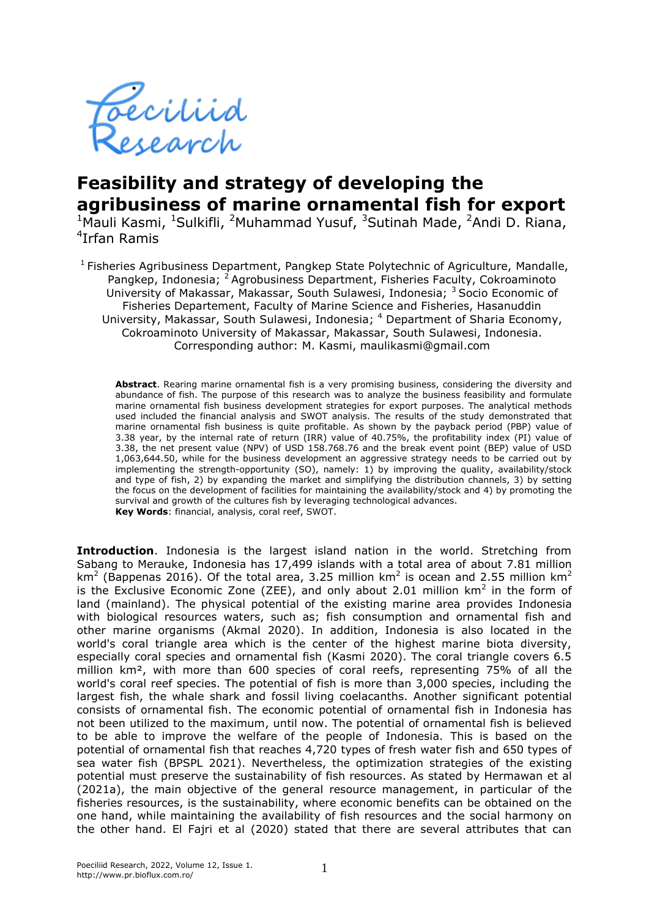# Feasibility and strategy of developing the agribusiness of marine ornamental fish for export

[1]Mauli Kasmi, [1]Sulkifli, [2]Muhammad Yusuf, [3]Sutinah Made, [2]Andi D. Riana, [4]Irfan Ramis

[1] Fisheries Agribusiness Department, Pangkep State Polytechnic of Agriculture, Mandalle, Pangkep, Indonesia; [2] Agrobusiness Department, Fisheries Faculty, Cokroaminoto University of Makassar, Makassar, South Sulawesi, Indonesia; [3] Socio Economic of Fisheries Depertement, Faculty of Marine Science and Fisheries, Hasanuddin University, Makassar, South Sulawesi, Indonesia; [4] Department of Sharia Economy, Cokroaminoto University of Makassar, Makassar, South Sulawesi, Indonesia. Corresponding author: M. Kasmi, maulikasmi@gmail.com

**Abstract**. Rearing marine ornamental fish is a very promising business, considering the diversity and abundance of fish. The purpose of this research was to analyze the business feasibility and formulate marine ornamental fish business development strategies for export purposes. The analytical methods used included the financial analysis and SWOT analysis. The results of the study demonstrated that marine ornamental fish business is quite profitable. As shown by the payback period (PBP) value of 3.38 year, by the internal rate of return (IRR) value of 40.75%, the profitability index (PI) value of 3.38, the net present value (NPV) of USD 158.768.76 and the break event point (BEP) value of USD 1,063,644.50, while for the business development an aggressive strategy needs to be carried out by implementing the strength-opportunity (SO), namely: 1) by improving the quality, availability/stock and type of fish, 2) by expanding the market and simplifying the distribution channels, 3) by setting the focus on the development of facilities for maintaining the availability/stock and 4) by promoting the survival and growth of the cultures fish by leveraging technological advances.
**Key Words**: financial, analysis, coral reef, SWOT.

**Introduction**. Indonesia is the largest island nation in the world. Stretching from Sabang to Merauke, Indonesia has 17,499 islands with a total area of about 7.81 million km$^2$ (Bappenas 2016). Of the total area, 3.25 million km$^2$ is ocean and 2.55 million km$^2$ is the Exclusive Economic Zone (ZEE), and only about 2.01 million km$^2$ in the form of land (mainland). The physical potential of the existing marine area provides Indonesia with biological resources waters, such as; fish consumption and ornamental fish and other marine organisms (Akmal 2020). In addition, Indonesia is also located in the world's coral triangle area which is the center of the highest marine biota diversity, especially coral species and ornamental fish (Kasmi 2020). The coral triangle covers 6.5 million km², with more than 600 species of coral reefs, representing 75% of all the world's coral reef species. The potential of fish is more than 3,000 species, including the largest fish, the whale shark and fossil living coelacanths. Another significant potential consists of ornamental fish. The economic potential of ornamental fish in Indonesia has not been utilized to the maximum, until now. The potential of ornamental fish is believed to be able to improve the welfare of the people of Indonesia. This is based on the potential of ornamental fish that reaches 4,720 types of fresh water fish and 650 types of sea water fish (BPSPL 2021). Nevertheless, the optimization strategies of the existing potential must preserve the sustainability of fish resources. As stated by Hermawan et al (2021a), the main objective of the general resource management, in particular of the fisheries resources, is the sustainability, where economic benefits can be obtained on the one hand, while maintaining the availability of fish resources and the social harmony on the other hand. El Fajri et al (2020) stated that there are several attributes that can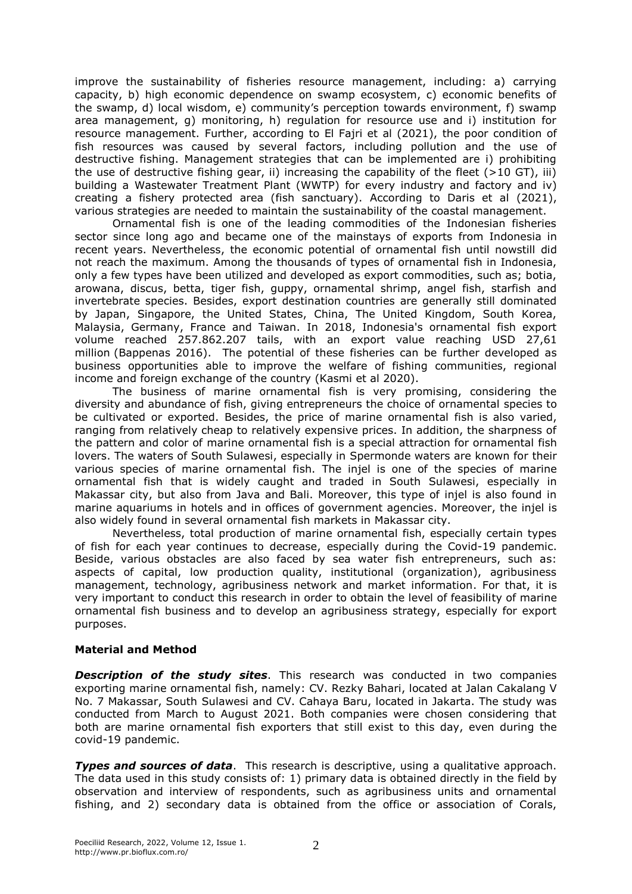improve the sustainability of fisheries resource management, including: a) carrying capacity, b) high economic dependence on swamp ecosystem, c) economic benefits of the swamp, d) local wisdom, e) community's perception towards environment, f) swamp area management, g) monitoring, h) regulation for resource use and i) institution for resource management. Further, according to El Fajri et al (2021), the poor condition of fish resources was caused by several factors, including pollution and the use of destructive fishing. Management strategies that can be implemented are i) prohibiting the use of destructive fishing gear, ii) increasing the capability of the fleet (>10 GT), iii) building a Wastewater Treatment Plant (WWTP) for every industry and factory and iv) creating a fishery protected area (fish sanctuary). According to Daris et al (2021), various strategies are needed to maintain the sustainability of the coastal management.

Ornamental fish is one of the leading commodities of the Indonesian fisheries sector since long ago and became one of the mainstays of exports from Indonesia in recent years. Nevertheless, the economic potential of ornamental fish until nowstill did not reach the maximum. Among the thousands of types of ornamental fish in Indonesia, only a few types have been utilized and developed as export commodities, such as; botia, arowana, discus, betta, tiger fish, guppy, ornamental shrimp, angel fish, starfish and invertebrate species. Besides, export destination countries are generally still dominated by Japan, Singapore, the United States, China, The United Kingdom, South Korea, Malaysia, Germany, France and Taiwan. In 2018, Indonesia's ornamental fish export volume reached 257.862.207 tails, with an export value reaching USD 27,61 million (Bappenas 2016). The potential of these fisheries can be further developed as business opportunities able to improve the welfare of fishing communities, regional income and foreign exchange of the country (Kasmi et al 2020).

The business of marine ornamental fish is very promising, considering the diversity and abundance of fish, giving entrepreneurs the choice of ornamental species to be cultivated or exported. Besides, the price of marine ornamental fish is also varied, ranging from relatively cheap to relatively expensive prices. In addition, the sharpness of the pattern and color of marine ornamental fish is a special attraction for ornamental fish lovers. The waters of South Sulawesi, especially in Spermonde waters are known for their various species of marine ornamental fish. The injel is one of the species of marine ornamental fish that is widely caught and traded in South Sulawesi, especially in Makassar city, but also from Java and Bali. Moreover, this type of injel is also found in marine aquariums in hotels and in offices of government agencies. Moreover, the injel is also widely found in several ornamental fish markets in Makassar city.

Nevertheless, total production of marine ornamental fish, especially certain types of fish for each year continues to decrease, especially during the Covid-19 pandemic. Beside, various obstacles are also faced by sea water fish entrepreneurs, such as: aspects of capital, low production quality, institutional (organization), agribusiness management, technology, agribusiness network and market information. For that, it is very important to conduct this research in order to obtain the level of feasibility of marine ornamental fish business and to develop an agribusiness strategy, especially for export purposes.

## Material and Method

***Description of the study sites***. This research was conducted in two companies exporting marine ornamental fish, namely: CV. Rezky Bahari, located at Jalan Cakalang V No. 7 Makassar, South Sulawesi and CV. Cahaya Baru, located in Jakarta. The study was conducted from March to August 2021. Both companies were chosen considering that both are marine ornamental fish exporters that still exist to this day, even during the covid-19 pandemic.

***Types and sources of data***. This research is descriptive, using a qualitative approach. The data used in this study consists of: 1) primary data is obtained directly in the field by observation and interview of respondents, such as agribusiness units and ornamental fishing, and 2) secondary data is obtained from the office or association of Corals,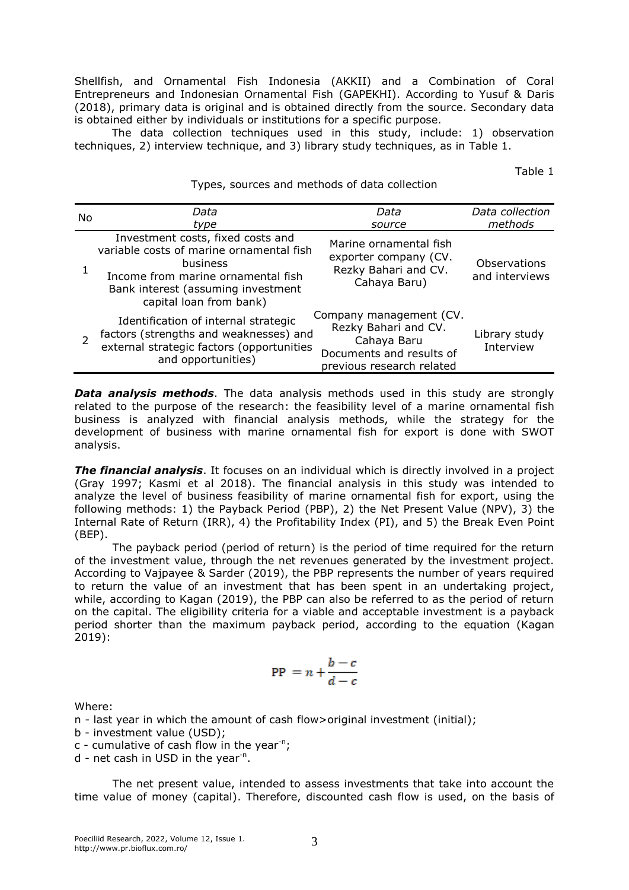Shellfish, and Ornamental Fish Indonesia (AKKII) and a Combination of Coral Entrepreneurs and Indonesian Ornamental Fish (GAPEKHI). According to Yusuf & Daris (2018), primary data is original and is obtained directly from the source. Secondary data is obtained either by individuals or institutions for a specific purpose.

The data collection techniques used in this study, include: 1) observation techniques, 2) interview technique, and 3) library study techniques, as in Table 1.

Table 1

Types, sources and methods of data collection

| No | *Data type* | *Data source* | *Data collection methods* |
|---|---|---|---|
| 1 | Investment costs, fixed costs and variable costs of marine ornamental fish business<br>Income from marine ornamental fish<br>Bank interest (assuming investment capital loan from bank) | Marine ornamental fish exporter company (CV. Rezky Bahari and CV. Cahaya Baru) | Observations and interviews |
| 2 | Identification of internal strategic factors (strengths and weaknesses) and external strategic factors (opportunities and opportunities) | Company management (CV. Rezky Bahari and CV. Cahaya Baru<br>Documents and results of previous research related | Library study<br>Interview |

***Data analysis methods***. The data analysis methods used in this study are strongly related to the purpose of the research: the feasibility level of a marine ornamental fish business is analyzed with financial analysis methods, while the strategy for the development of business with marine ornamental fish for export is done with SWOT analysis.

***The financial analysis***. It focuses on an individual which is directly involved in a project (Gray 1997; Kasmi et al 2018). The financial analysis in this study was intended to analyze the level of business feasibility of marine ornamental fish for export, using the following methods: 1) the Payback Period (PBP), 2) the Net Present Value (NPV), 3) the Internal Rate of Return (IRR), 4) the Profitability Index (PI), and 5) the Break Even Point (BEP).

The payback period (period of return) is the period of time required for the return of the investment value, through the net revenues generated by the investment project. According to Vajpayee & Sarder (2019), the PBP represents the number of years required to return the value of an investment that has been spent in an undertaking project, while, according to Kagan (2019), the PBP can also be referred to as the period of return on the capital. The eligibility criteria for a viable and acceptable investment is a payback period shorter than the maximum payback period, according to the equation (Kagan 2019):

$$\text{PP} = n + \frac{b - c}{d - c}$$

Where:

n - last year in which the amount of cash flow>original investment (initial);

b - investment value (USD);

c - cumulative of cash flow in the year$^{-n}$;

d - net cash in USD in the year$^{-n}$.

The net present value, intended to assess investments that take into account the time value of money (capital). Therefore, discounted cash flow is used, on the basis of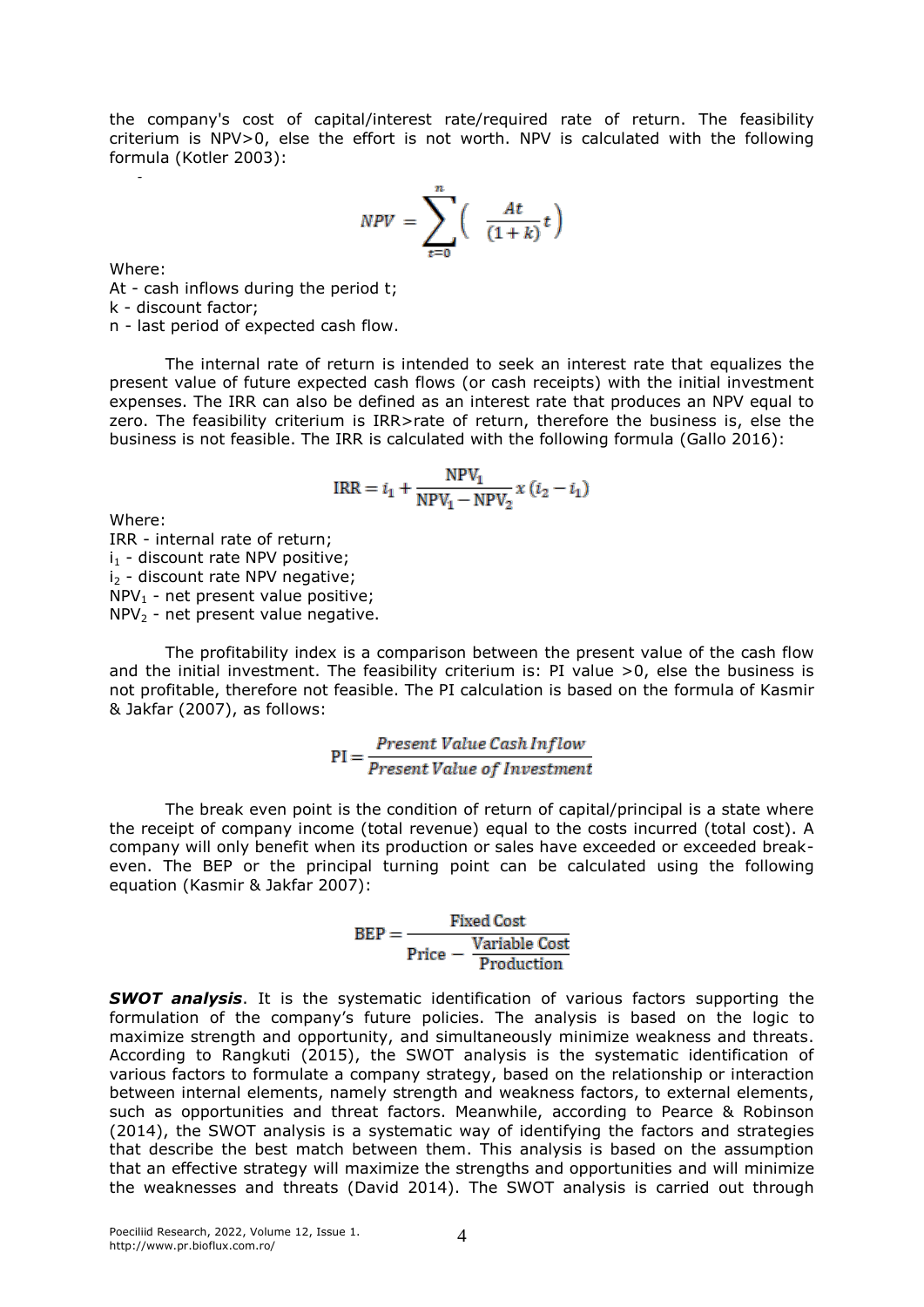the company's cost of capital/interest rate/required rate of return. The feasibility criterium is NPV>0, else the effort is not worth. NPV is calculated with the following formula (Kotler 2003):

$$NPV = \sum_{t=0}^{n} \left( \frac{At}{(1+k)} t \right)$$

Where:

At - cash inflows during the period t;

k - discount factor;

n - last period of expected cash flow.

The internal rate of return is intended to seek an interest rate that equalizes the present value of future expected cash flows (or cash receipts) with the initial investment expenses. The IRR can also be defined as an interest rate that produces an NPV equal to zero. The feasibility criterium is IRR>rate of return, therefore the business is, else the business is not feasible. The IRR is calculated with the following formula (Gallo 2016):

$$\mathrm{IRR} = i_1 + \frac{\mathrm{NPV_1}}{\mathrm{NPV_1} - \mathrm{NPV_2}} x \, (i_2 - i_1)$$

Where:

IRR - internal rate of return;

$i_1$ - discount rate NPV positive;

$i_2$ - discount rate NPV negative;

$NPV_1$ - net present value positive;

$NPV_2$ - net present value negative.

The profitability index is a comparison between the present value of the cash flow and the initial investment. The feasibility criterium is: PI value >0, else the business is not profitable, therefore not feasible. The PI calculation is based on the formula of Kasmir & Jakfar (2007), as follows:

$$\mathrm{PI} = \frac{\textit{Present Value Cash Inflow}}{\textit{Present Value of Investment}}$$

The break even point is the condition of return of capital/principal is a state where the receipt of company income (total revenue) equal to the costs incurred (total cost). A company will only benefit when its production or sales have exceeded or exceeded break-even. The BEP or the principal turning point can be calculated using the following equation (Kasmir & Jakfar 2007):

$$\mathrm{BEP} = \frac{\text{Fixed Cost}}{\text{Price} - \dfrac{\text{Variable Cost}}{\text{Production}}}$$

***SWOT analysis***. It is the systematic identification of various factors supporting the formulation of the company's future policies. The analysis is based on the logic to maximize strength and opportunity, and simultaneously minimize weakness and threats. According to Rangkuti (2015), the SWOT analysis is the systematic identification of various factors to formulate a company strategy, based on the relationship or interaction between internal elements, namely strength and weakness factors, to external elements, such as opportunities and threat factors. Meanwhile, according to Pearce & Robinson (2014), the SWOT analysis is a systematic way of identifying the factors and strategies that describe the best match between them. This analysis is based on the assumption that an effective strategy will maximize the strengths and opportunities and will minimize the weaknesses and threats (David 2014). The SWOT analysis is carried out through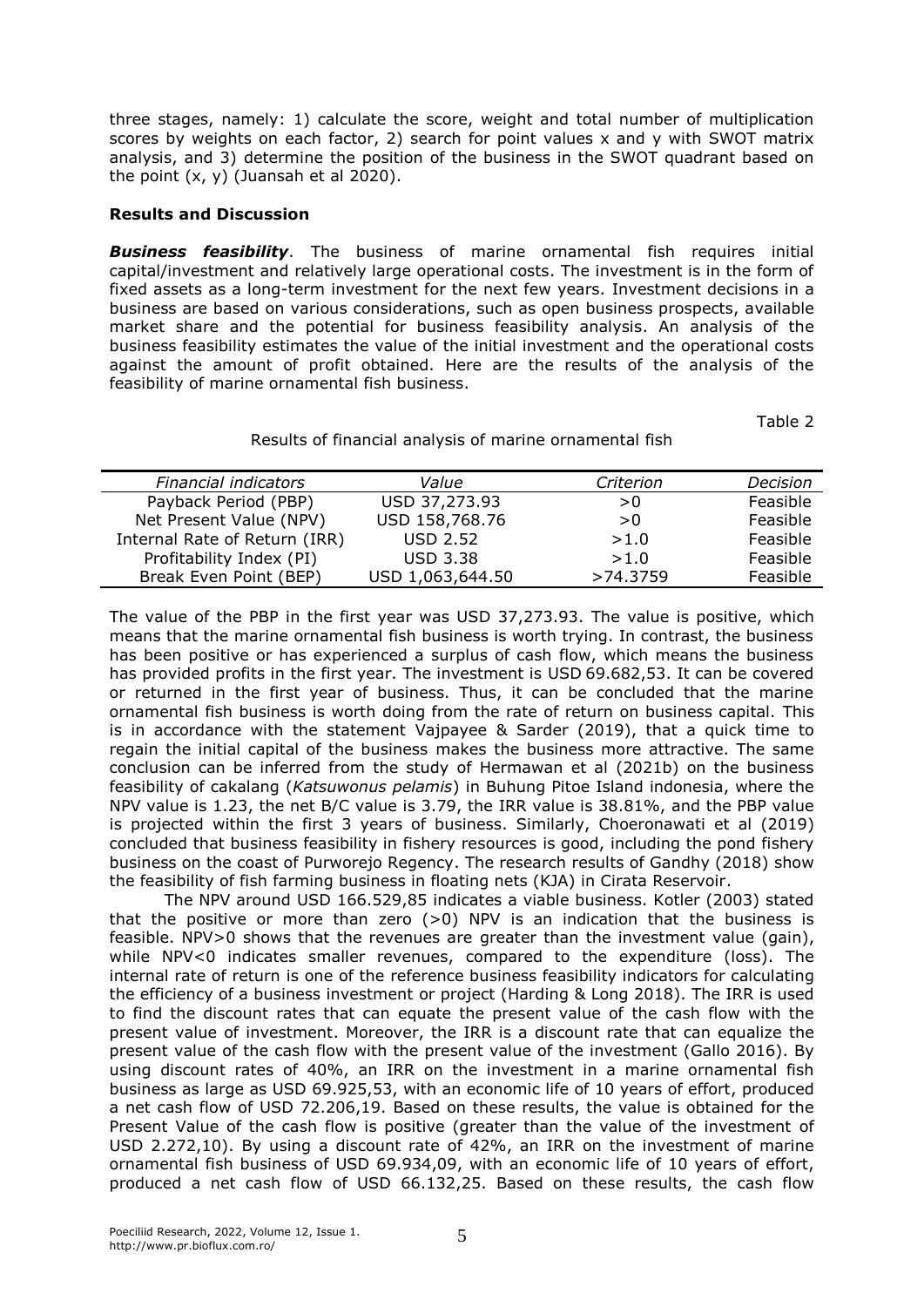three stages, namely: 1) calculate the score, weight and total number of multiplication scores by weights on each factor, 2) search for point values x and y with SWOT matrix analysis, and 3) determine the position of the business in the SWOT quadrant based on the point (x, y) (Juansah et al 2020).

## Results and Discussion

***Business feasibility***. The business of marine ornamental fish requires initial capital/investment and relatively large operational costs. The investment is in the form of fixed assets as a long-term investment for the next few years. Investment decisions in a business are based on various considerations, such as open business prospects, available market share and the potential for business feasibility analysis. An analysis of the business feasibility estimates the value of the initial investment and the operational costs against the amount of profit obtained. Here are the results of the analysis of the feasibility of marine ornamental fish business.

Table 2

Results of financial analysis of marine ornamental fish

| *Financial indicators* | *Value* | *Criterion* | *Decision* |
|---|---|---|---|
| Payback Period (PBP) | USD 37,273.93 | >0 | Feasible |
| Net Present Value (NPV) | USD 158,768.76 | >0 | Feasible |
| Internal Rate of Return (IRR) | USD 2.52 | >1.0 | Feasible |
| Profitability Index (PI) | USD 3.38 | >1.0 | Feasible |
| Break Even Point (BEP) | USD 1,063,644.50 | >74.3759 | Feasible |

The value of the PBP in the first year was USD 37,273.93. The value is positive, which means that the marine ornamental fish business is worth trying. In contrast, the business has been positive or has experienced a surplus of cash flow, which means the business has provided profits in the first year. The investment is USD 69.682,53. It can be covered or returned in the first year of business. Thus, it can be concluded that the marine ornamental fish business is worth doing from the rate of return on business capital. This is in accordance with the statement Vajpayee & Sarder (2019), that a quick time to regain the initial capital of the business makes the business more attractive. The same conclusion can be inferred from the study of Hermawan et al (2021b) on the business feasibility of cakalang (*Katsuwonus pelamis*) in Buhung Pitoe Island indonesia, where the NPV value is 1.23, the net B/C value is 3.79, the IRR value is 38.81%, and the PBP value is projected within the first 3 years of business. Similarly, Choeronawati et al (2019) concluded that business feasibility in fishery resources is good, including the pond fishery business on the coast of Purworejo Regency. The research results of Gandhy (2018) show the feasibility of fish farming business in floating nets (KJA) in Cirata Reservoir.

The NPV around USD 166.529,85 indicates a viable business. Kotler (2003) stated that the positive or more than zero (>0) NPV is an indication that the business is feasible. NPV>0 shows that the revenues are greater than the investment value (gain), while NPV<0 indicates smaller revenues, compared to the expenditure (loss). The internal rate of return is one of the reference business feasibility indicators for calculating the efficiency of a business investment or project (Harding & Long 2018). The IRR is used to find the discount rates that can equate the present value of the cash flow with the present value of investment. Moreover, the IRR is a discount rate that can equalize the present value of the cash flow with the present value of the investment (Gallo 2016). By using discount rates of 40%, an IRR on the investment in a marine ornamental fish business as large as USD 69.925,53, with an economic life of 10 years of effort, produced a net cash flow of USD 72.206,19. Based on these results, the value is obtained for the Present Value of the cash flow is positive (greater than the value of the investment of USD 2.272,10). By using a discount rate of 42%, an IRR on the investment of marine ornamental fish business of USD 69.934,09, with an economic life of 10 years of effort, produced a net cash flow of USD 66.132,25. Based on these results, the cash flow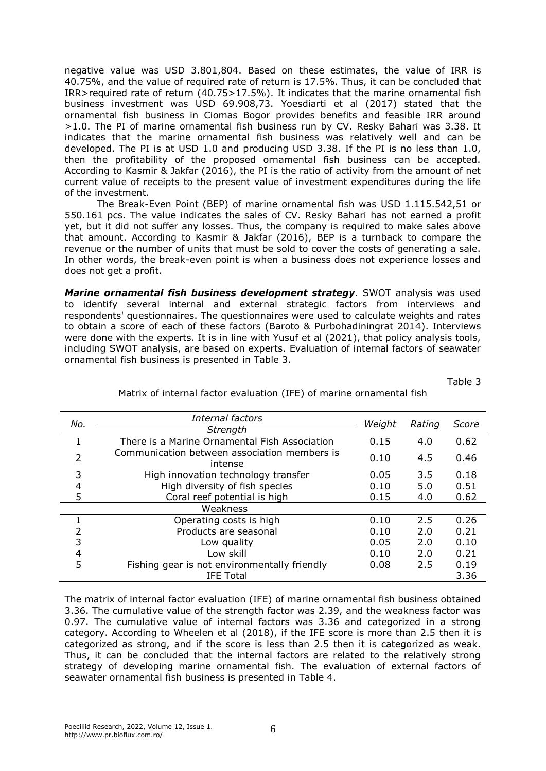negative value was USD 3.801,804. Based on these estimates, the value of IRR is 40.75%, and the value of required rate of return is 17.5%. Thus, it can be concluded that IRR>required rate of return (40.75>17.5%). It indicates that the marine ornamental fish business investment was USD 69.908,73. Yoesdiarti et al (2017) stated that the ornamental fish business in Ciomas Bogor provides benefits and feasible IRR around >1.0. The PI of marine ornamental fish business run by CV. Resky Bahari was 3.38. It indicates that the marine ornamental fish business was relatively well and can be developed. The PI is at USD 1.0 and producing USD 3.38. If the PI is no less than 1.0, then the profitability of the proposed ornamental fish business can be accepted. According to Kasmir & Jakfar (2016), the PI is the ratio of activity from the amount of net current value of receipts to the present value of investment expenditures during the life of the investment.

The Break-Even Point (BEP) of marine ornamental fish was USD 1.115.542,51 or 550.161 pcs. The value indicates the sales of CV. Resky Bahari has not earned a profit yet, but it did not suffer any losses. Thus, the company is required to make sales above that amount. According to Kasmir & Jakfar (2016), BEP is a turnback to compare the revenue or the number of units that must be sold to cover the costs of generating a sale. In other words, the break-even point is when a business does not experience losses and does not get a profit.

***Marine ornamental fish business development strategy***. SWOT analysis was used to identify several internal and external strategic factors from interviews and respondents' questionnaires. The questionnaires were used to calculate weights and rates to obtain a score of each of these factors (Baroto & Purbohadiningrat 2014). Interviews were done with the experts. It is in line with Yusuf et al (2021), that policy analysis tools, including SWOT analysis, are based on experts. Evaluation of internal factors of seawater ornamental fish business is presented in Table 3.

Table 3

Matrix of internal factor evaluation (IFE) of marine ornamental fish

| No. | *Internal factors* | *Weight* | *Rating* | *Score* |
|---|---|---|---|---|
| | *Strength* | | | |
| 1 | There is a Marine Ornamental Fish Association | 0.15 | 4.0 | 0.62 |
| 2 | Communication between association members is intense | 0.10 | 4.5 | 0.46 |
| 3 | High innovation technology transfer | 0.05 | 3.5 | 0.18 |
| 4 | High diversity of fish species | 0.10 | 5.0 | 0.51 |
| 5 | Coral reef potential is high | 0.15 | 4.0 | 0.62 |
| | Weakness | | | |
| 1 | Operating costs is high | 0.10 | 2.5 | 0.26 |
| 2 | Products are seasonal | 0.10 | 2.0 | 0.21 |
| 3 | Low quality | 0.05 | 2.0 | 0.10 |
| 4 | Low skill | 0.10 | 2.0 | 0.21 |
| 5 | Fishing gear is not environmentally friendly | 0.08 | 2.5 | 0.19 |
| | IFE Total | | | 3.36 |

The matrix of internal factor evaluation (IFE) of marine ornamental fish business obtained 3.36. The cumulative value of the strength factor was 2.39, and the weakness factor was 0.97. The cumulative value of internal factors was 3.36 and categorized in a strong category. According to Wheelen et al (2018), if the IFE score is more than 2.5 then it is categorized as strong, and if the score is less than 2.5 then it is categorized as weak. Thus, it can be concluded that the internal factors are related to the relatively strong strategy of developing marine ornamental fish. The evaluation of external factors of seawater ornamental fish business is presented in Table 4.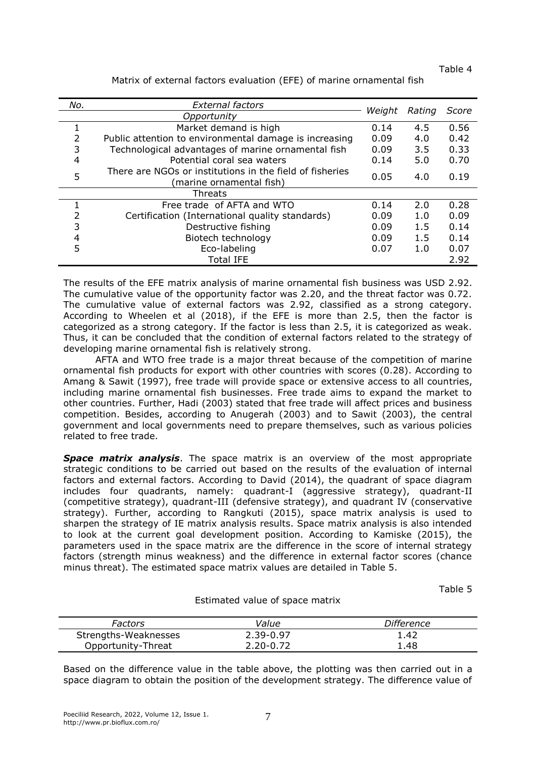Table 4

Matrix of external factors evaluation (EFE) of marine ornamental fish

| *No.* | *External factors* | *Weight* | *Rating* | *Score* |
|---|---|---|---|---|
| | *Opportunity* | | | |
| 1 | Market demand is high | 0.14 | 4.5 | 0.56 |
| 2 | Public attention to environmental damage is increasing | 0.09 | 4.0 | 0.42 |
| 3 | Technological advantages of marine ornamental fish | 0.09 | 3.5 | 0.33 |
| 4 | Potential coral sea waters | 0.14 | 5.0 | 0.70 |
| 5 | There are NGOs or institutions in the field of fisheries (marine ornamental fish) | 0.05 | 4.0 | 0.19 |
| | Threats | | | |
| 1 | Free trade of AFTA and WTO | 0.14 | 2.0 | 0.28 |
| 2 | Certification (International quality standards) | 0.09 | 1.0 | 0.09 |
| 3 | Destructive fishing | 0.09 | 1.5 | 0.14 |
| 4 | Biotech technology | 0.09 | 1.5 | 0.14 |
| 5 | Eco-labeling | 0.07 | 1.0 | 0.07 |
| | Total IFE | | | 2.92 |

The results of the EFE matrix analysis of marine ornamental fish business was USD 2.92. The cumulative value of the opportunity factor was 2.20, and the threat factor was 0.72. The cumulative value of external factors was 2.92, classified as a strong category. According to Wheelen et al (2018), if the EFE is more than 2.5, then the factor is categorized as a strong category. If the factor is less than 2.5, it is categorized as weak. Thus, it can be concluded that the condition of external factors related to the strategy of developing marine ornamental fish is relatively strong.

AFTA and WTO free trade is a major threat because of the competition of marine ornamental fish products for export with other countries with scores (0.28). According to Amang & Sawit (1997), free trade will provide space or extensive access to all countries, including marine ornamental fish businesses. Free trade aims to expand the market to other countries. Further, Hadi (2003) stated that free trade will affect prices and business competition. Besides, according to Anugerah (2003) and to Sawit (2003), the central government and local governments need to prepare themselves, such as various policies related to free trade.

***Space matrix analysis***. The space matrix is an overview of the most appropriate strategic conditions to be carried out based on the results of the evaluation of internal factors and external factors. According to David (2014), the quadrant of space diagram includes four quadrants, namely: quadrant-I (aggressive strategy), quadrant-II (competitive strategy), quadrant-III (defensive strategy), and quadrant IV (conservative strategy). Further, according to Rangkuti (2015), space matrix analysis is used to sharpen the strategy of IE matrix analysis results. Space matrix analysis is also intended to look at the current goal development position. According to Kamiske (2015), the parameters used in the space matrix are the difference in the score of internal strategy factors (strength minus weakness) and the difference in external factor scores (chance minus threat). The estimated space matrix values are detailed in Table 5.

Table 5

Estimated value of space matrix

| *Factors* | *Value* | *Difference* |
|---|---|---|
| Strengths-Weaknesses | 2.39-0.97 | 1.42 |
| Opportunity-Threat | 2.20-0.72 | 1.48 |

Based on the difference value in the table above, the plotting was then carried out in a space diagram to obtain the position of the development strategy. The difference value of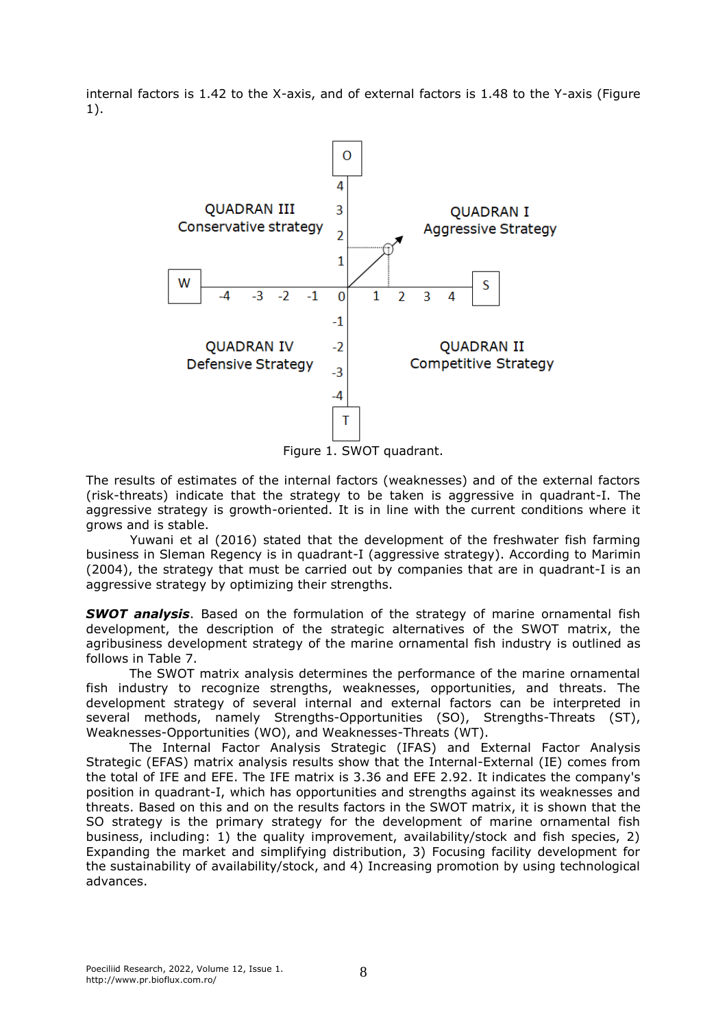internal factors is 1.42 to the X-axis, and of external factors is 1.48 to the Y-axis (Figure 1).

Figure 1. SWOT quadrant.

The results of estimates of the internal factors (weaknesses) and of the external factors (risk-threats) indicate that the strategy to be taken is aggressive in quadrant-I. The aggressive strategy is growth-oriented. It is in line with the current conditions where it grows and is stable.

Yuwani et al (2016) stated that the development of the freshwater fish farming business in Sleman Regency is in quadrant-I (aggressive strategy). According to Marimin (2004), the strategy that must be carried out by companies that are in quadrant-I is an aggressive strategy by optimizing their strengths.

***SWOT analysis***. Based on the formulation of the strategy of marine ornamental fish development, the description of the strategic alternatives of the SWOT matrix, the agribusiness development strategy of the marine ornamental fish industry is outlined as follows in Table 7.

The SWOT matrix analysis determines the performance of the marine ornamental fish industry to recognize strengths, weaknesses, opportunities, and threats. The development strategy of several internal and external factors can be interpreted in several methods, namely Strengths-Opportunities (SO), Strengths-Threats (ST), Weaknesses-Opportunities (WO), and Weaknesses-Threats (WT).

The Internal Factor Analysis Strategic (IFAS) and External Factor Analysis Strategic (EFAS) matrix analysis results show that the Internal-External (IE) comes from the total of IFE and EFE. The IFE matrix is 3.36 and EFE 2.92. It indicates the company's position in quadrant-I, which has opportunities and strengths against its weaknesses and threats. Based on this and on the results factors in the SWOT matrix, it is shown that the SO strategy is the primary strategy for the development of marine ornamental fish business, including: 1) the quality improvement, availability/stock and fish species, 2) Expanding the market and simplifying distribution, 3) Focusing facility development for the sustainability of availability/stock, and 4) Increasing promotion by using technological advances.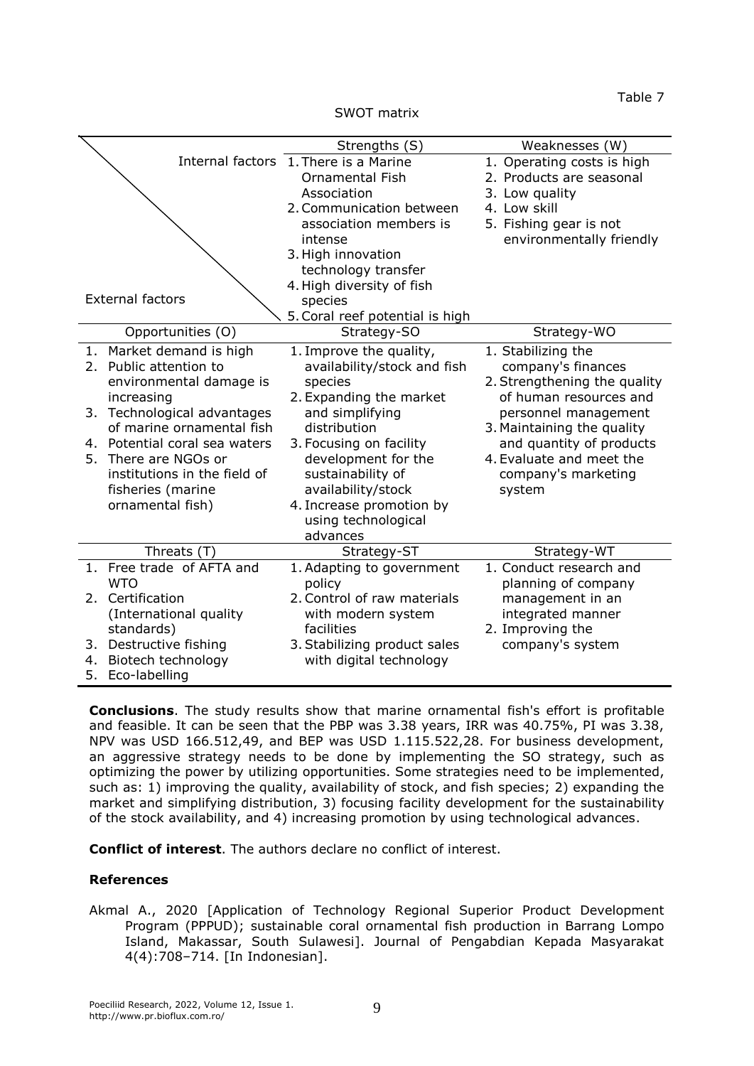Table 7

SWOT matrix

| Internal factors / External factors | Strengths (S) | Weaknesses (W) |
|---|---|---|
| | 1. There is a Marine Ornamental Fish Association<br>2. Communication between association members is intense<br>3. High innovation technology transfer<br>4. High diversity of fish species<br>5. Coral reef potential is high | 1. Operating costs is high<br>2. Products are seasonal<br>3. Low quality<br>4. Low skill<br>5. Fishing gear is not environmentally friendly |
| **Opportunities (O)** | **Strategy-SO** | **Strategy-WO** |
| 1. Market demand is high<br>2. Public attention to environmental damage is increasing<br>3. Technological advantages of marine ornamental fish<br>4. Potential coral sea waters<br>5. There are NGOs or institutions in the field of fisheries (marine ornamental fish) | 1. Improve the quality, availability/stock and fish species<br>2. Expanding the market and simplifying distribution<br>3. Focusing on facility development for the sustainability of availability/stock<br>4. Increase promotion by using technological advances | 1. Stabilizing the company's finances<br>2. Strengthening the quality of human resources and personnel management<br>3. Maintaining the quality and quantity of products<br>4. Evaluate and meet the company's marketing system |
| **Threats (T)** | **Strategy-ST** | **Strategy-WT** |
| 1. Free trade of AFTA and WTO<br>2. Certification (International quality standards)<br>3. Destructive fishing<br>4. Biotech technology<br>5. Eco-labelling | 1. Adapting to government policy<br>2. Control of raw materials with modern system facilities<br>3. Stabilizing product sales with digital technology | 1. Conduct research and planning of company management in an integrated manner<br>2. Improving the company's system |

**Conclusions**. The study results show that marine ornamental fish's effort is profitable and feasible. It can be seen that the PBP was 3.38 years, IRR was 40.75%, PI was 3.38, NPV was USD 166.512,49, and BEP was USD 1.115.522,28. For business development, an aggressive strategy needs to be done by implementing the SO strategy, such as optimizing the power by utilizing opportunities. Some strategies need to be implemented, such as: 1) improving the quality, availability of stock, and fish species; 2) expanding the market and simplifying distribution, 3) focusing facility development for the sustainability of the stock availability, and 4) increasing promotion by using technological advances.

**Conflict of interest**. The authors declare no conflict of interest.

**References**

Akmal A., 2020 [Application of Technology Regional Superior Product Development Program (PPPUD); sustainable coral ornamental fish production in Barrang Lompo Island, Makassar, South Sulawesi]. Journal of Pengabdian Kepada Masyarakat 4(4):708–714. [In Indonesian].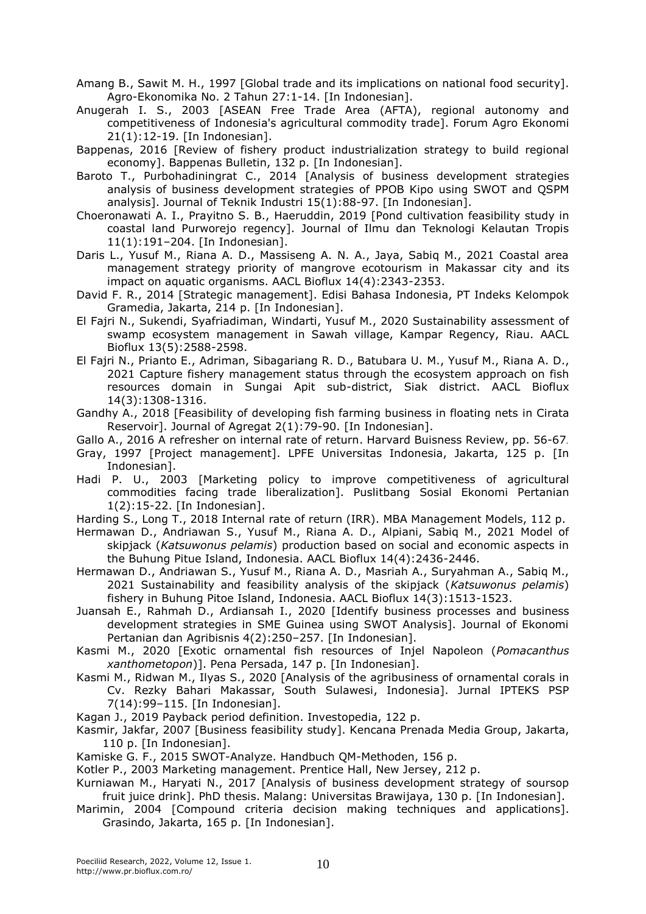Amang B., Sawit M. H., 1997 [Global trade and its implications on national food security]. Agro-Ekonomika No. 2 Tahun 27:1-14. [In Indonesian].

Anugerah I. S., 2003 [ASEAN Free Trade Area (AFTA), regional autonomy and competitiveness of Indonesia's agricultural commodity trade]. Forum Agro Ekonomi 21(1):12-19. [In Indonesian].

Bappenas, 2016 [Review of fishery product industrialization strategy to build regional economy]. Bappenas Bulletin, 132 p. [In Indonesian].

Baroto T., Purbohadiningrat C., 2014 [Analysis of business development strategies analysis of business development strategies of PPOB Kipo using SWOT and QSPM analysis]. Journal of Teknik Industri 15(1):88-97. [In Indonesian].

Choeronawati A. I., Prayitno S. B., Haeruddin, 2019 [Pond cultivation feasibility study in coastal land Purworejo regency]. Journal of Ilmu dan Teknologi Kelautan Tropis 11(1):191–204. [In Indonesian].

Daris L., Yusuf M., Riana A. D., Massiseng A. N. A., Jaya, Sabiq M., 2021 Coastal area management strategy priority of mangrove ecotourism in Makassar city and its impact on aquatic organisms. AACL Bioflux 14(4):2343-2353.

David F. R., 2014 [Strategic management]. Edisi Bahasa Indonesia, PT Indeks Kelompok Gramedia, Jakarta, 214 p. [In Indonesian].

El Fajri N., Sukendi, Syafriadiman, Windarti, Yusuf M., 2020 Sustainability assessment of swamp ecosystem management in Sawah village, Kampar Regency, Riau. AACL Bioflux 13(5):2588-2598.

El Fajri N., Prianto E., Adriman, Sibagariang R. D., Batubara U. M., Yusuf M., Riana A. D., 2021 Capture fishery management status through the ecosystem approach on fish resources domain in Sungai Apit sub-district, Siak district. AACL Bioflux 14(3):1308-1316.

Gandhy A., 2018 [Feasibility of developing fish farming business in floating nets in Cirata Reservoir]. Journal of Agregat 2(1):79-90. [In Indonesian].

Gallo A., 2016 A refresher on internal rate of return. Harvard Buisness Review, pp. 56-67.

Gray, 1997 [Project management]. LPFE Universitas Indonesia, Jakarta, 125 p. [In Indonesian].

Hadi P. U., 2003 [Marketing policy to improve competitiveness of agricultural commodities facing trade liberalization]. Puslitbang Sosial Ekonomi Pertanian 1(2):15-22. [In Indonesian].

Harding S., Long T., 2018 Internal rate of return (IRR). MBA Management Models, 112 p.

Hermawan D., Andriawan S., Yusuf M., Riana A. D., Alpiani, Sabiq M., 2021 Model of skipjack (*Katsuwonus pelamis*) production based on social and economic aspects in the Buhung Pitue Island, Indonesia. AACL Bioflux 14(4):2436-2446.

Hermawan D., Andriawan S., Yusuf M., Riana A. D., Masriah A., Suryahman A., Sabiq M., 2021 Sustainability and feasibility analysis of the skipjack (*Katsuwonus pelamis*) fishery in Buhung Pitoe Island, Indonesia. AACL Bioflux 14(3):1513-1523.

Juansah E., Rahmah D., Ardiansah I., 2020 [Identify business processes and business development strategies in SME Guinea using SWOT Analysis]. Journal of Ekonomi Pertanian dan Agribisnis 4(2):250–257. [In Indonesian].

Kasmi M., 2020 [Exotic ornamental fish resources of Injel Napoleon (*Pomacanthus xanthometopon*)]. Pena Persada, 147 p. [In Indonesian].

Kasmi M., Ridwan M., Ilyas S., 2020 [Analysis of the agribusiness of ornamental corals in Cv. Rezky Bahari Makassar, South Sulawesi, Indonesia]. Jurnal IPTEKS PSP 7(14):99–115. [In Indonesian].

Kagan J., 2019 Payback period definition. Investopedia, 122 p.

Kasmir, Jakfar, 2007 [Business feasibility study]. Kencana Prenada Media Group, Jakarta, 110 p. [In Indonesian].

Kamiske G. F., 2015 SWOT-Analyze. Handbuch QM-Methoden, 156 p.

Kotler P., 2003 Marketing management. Prentice Hall, New Jersey, 212 p.

Kurniawan M., Haryati N., 2017 [Analysis of business development strategy of soursop fruit juice drink]. PhD thesis. Malang: Universitas Brawijaya, 130 p. [In Indonesian].

Marimin, 2004 [Compound criteria decision making techniques and applications]. Grasindo, Jakarta, 165 p. [In Indonesian].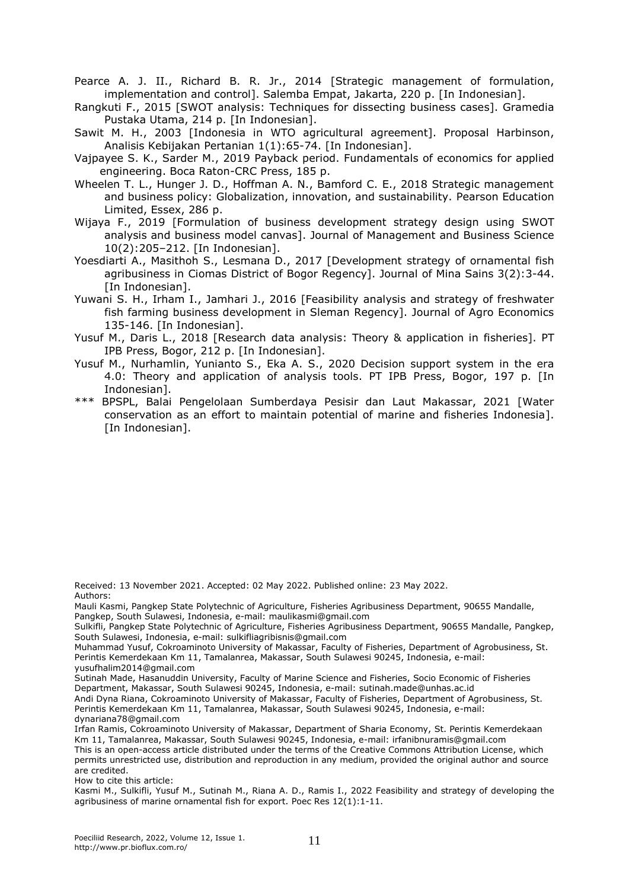Pearce A. J. II., Richard B. R. Jr., 2014 [Strategic management of formulation, implementation and control]. Salemba Empat, Jakarta, 220 p. [In Indonesian].

Rangkuti F., 2015 [SWOT analysis: Techniques for dissecting business cases]. Gramedia Pustaka Utama, 214 p. [In Indonesian].

Sawit M. H., 2003 [Indonesia in WTO agricultural agreement]. Proposal Harbinson, Analisis Kebijakan Pertanian 1(1):65-74. [In Indonesian].

Vajpayee S. K., Sarder M., 2019 Payback period. Fundamentals of economics for applied engineering. Boca Raton-CRC Press, 185 p.

Wheelen T. L., Hunger J. D., Hoffman A. N., Bamford C. E., 2018 Strategic management and business policy: Globalization, innovation, and sustainability. Pearson Education Limited, Essex, 286 p.

Wijaya F., 2019 [Formulation of business development strategy design using SWOT analysis and business model canvas]. Journal of Management and Business Science 10(2):205–212. [In Indonesian].

Yoesdiarti A., Masithoh S., Lesmana D., 2017 [Development strategy of ornamental fish agribusiness in Ciomas District of Bogor Regency]. Journal of Mina Sains 3(2):3-44. [In Indonesian].

Yuwani S. H., Irham I., Jamhari J., 2016 [Feasibility analysis and strategy of freshwater fish farming business development in Sleman Regency]. Journal of Agro Economics 135-146. [In Indonesian].

Yusuf M., Daris L., 2018 [Research data analysis: Theory & application in fisheries]. PT IPB Press, Bogor, 212 p. [In Indonesian].

Yusuf M., Nurhamlin, Yunianto S., Eka A. S., 2020 Decision support system in the era 4.0: Theory and application of analysis tools. PT IPB Press, Bogor, 197 p. [In Indonesian].

*** BPSPL, Balai Pengelolaan Sumberdaya Pesisir dan Laut Makassar, 2021 [Water conservation as an effort to maintain potential of marine and fisheries Indonesia]. [In Indonesian].

Received: 13 November 2021. Accepted: 02 May 2022. Published online: 23 May 2022.

Authors:

Mauli Kasmi, Pangkep State Polytechnic of Agriculture, Fisheries Agribusiness Department, 90655 Mandalle, Pangkep, South Sulawesi, Indonesia, e-mail: maulikasmi@gmail.com

Sulkifli, Pangkep State Polytechnic of Agriculture, Fisheries Agribusiness Department, 90655 Mandalle, Pangkep, South Sulawesi, Indonesia, e-mail: sulkifliagribisnis@gmail.com

Muhammad Yusuf, Cokroaminoto University of Makassar, Faculty of Fisheries, Department of Agrobusiness, St. Perintis Kemerdekaan Km 11, Tamalanrea, Makassar, South Sulawesi 90245, Indonesia, e-mail: yusufhalim2014@gmail.com

Sutinah Made, Hasanuddin University, Faculty of Marine Science and Fisheries, Socio Economic of Fisheries Department, Makassar, South Sulawesi 90245, Indonesia, e-mail: sutinah.made@unhas.ac.id

Andi Dyna Riana, Cokroaminoto University of Makassar, Faculty of Fisheries, Department of Agrobusiness, St. Perintis Kemerdekaan Km 11, Tamalanrea, Makassar, South Sulawesi 90245, Indonesia, e-mail: dynariana78@gmail.com

Irfan Ramis, Cokroaminoto University of Makassar, Department of Sharia Economy, St. Perintis Kemerdekaan Km 11, Tamalanrea, Makassar, South Sulawesi 90245, Indonesia, e-mail: irfanibnuramis@gmail.com

This is an open-access article distributed under the terms of the Creative Commons Attribution License, which permits unrestricted use, distribution and reproduction in any medium, provided the original author and source are credited.

How to cite this article:

Kasmi M., Sulkifli, Yusuf M., Sutinah M., Riana A. D., Ramis I., 2022 Feasibility and strategy of developing the agribusiness of marine ornamental fish for export. Poec Res 12(1):1-11.